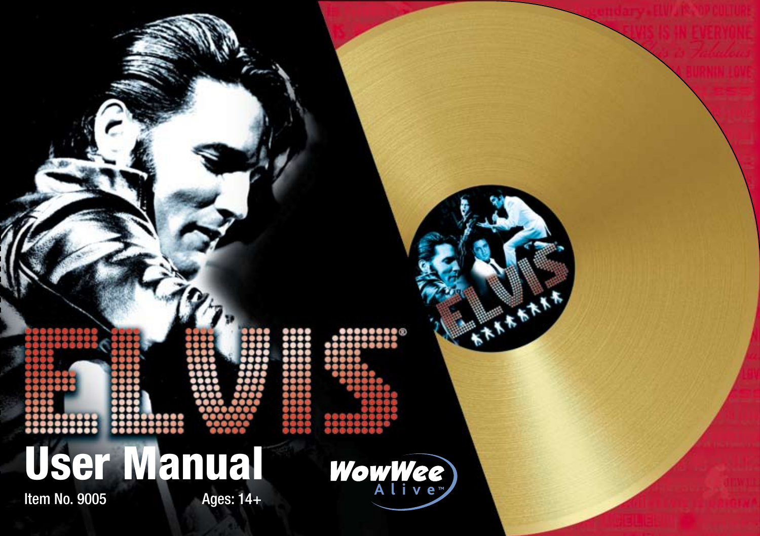# ELVIS®

# User Manual

Item No. 9005

Ages: 14+

WowWee Alive™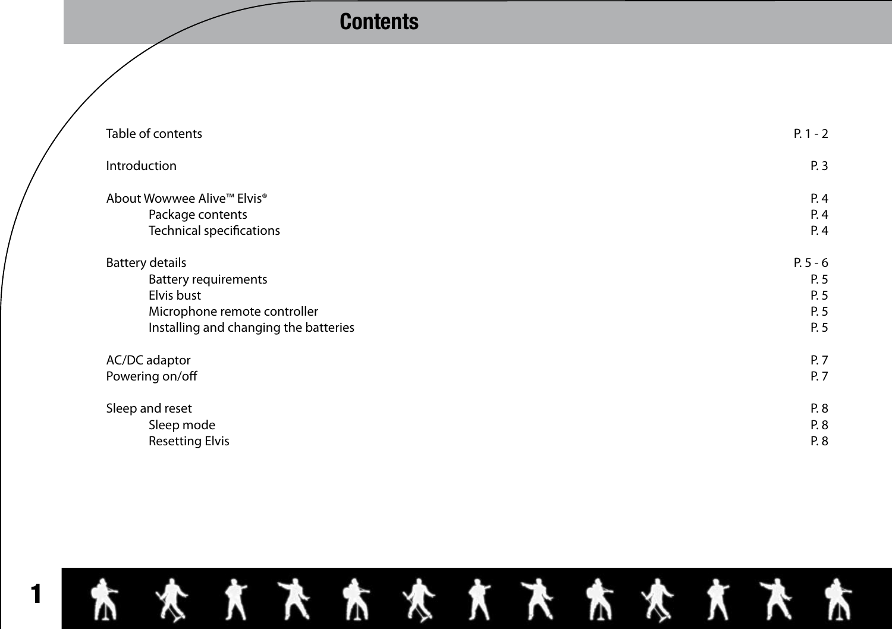# Contents

| | |
|---|---|
| Table of contents | P. 1 - 2 |
| Introduction | P. 3 |
| About Wowwee Alive™ Elvis® | P. 4 |
| Package contents | P. 4 |
| Technical specifications | P. 4 |
| Battery details | P. 5 - 6 |
| Battery requirements | P. 5 |
| Elvis bust | P. 5 |
| Microphone remote controller | P. 5 |
| Installing and changing the batteries | P. 5 |
| AC/DC adaptor | P. 7 |
| Powering on/off | P. 7 |
| Sleep and reset | P. 8 |
| Sleep mode | P. 8 |
| Resetting Elvis | P. 8 |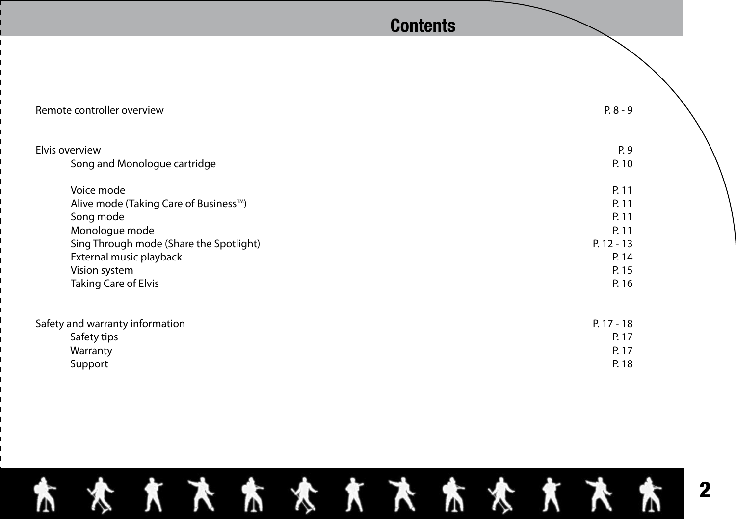# Contents

| | |
|---|---|
| Remote controller overview | P. 8 - 9 |
| | |
| Elvis overview | P. 9 |
| Song and Monologue cartridge | P. 10 |
| | |
| Voice mode | P. 11 |
| Alive mode (Taking Care of Business™) | P. 11 |
| Song mode | P. 11 |
| Monologue mode | P. 11 |
| Sing Through mode (Share the Spotlight) | P. 12 - 13 |
| External music playback | P. 14 |
| Vision system | P. 15 |
| Taking Care of Elvis | P. 16 |
| | |
| Safety and warranty information | P. 17 - 18 |
| Safety tips | P. 17 |
| Warranty | P. 17 |
| Support | P. 18 |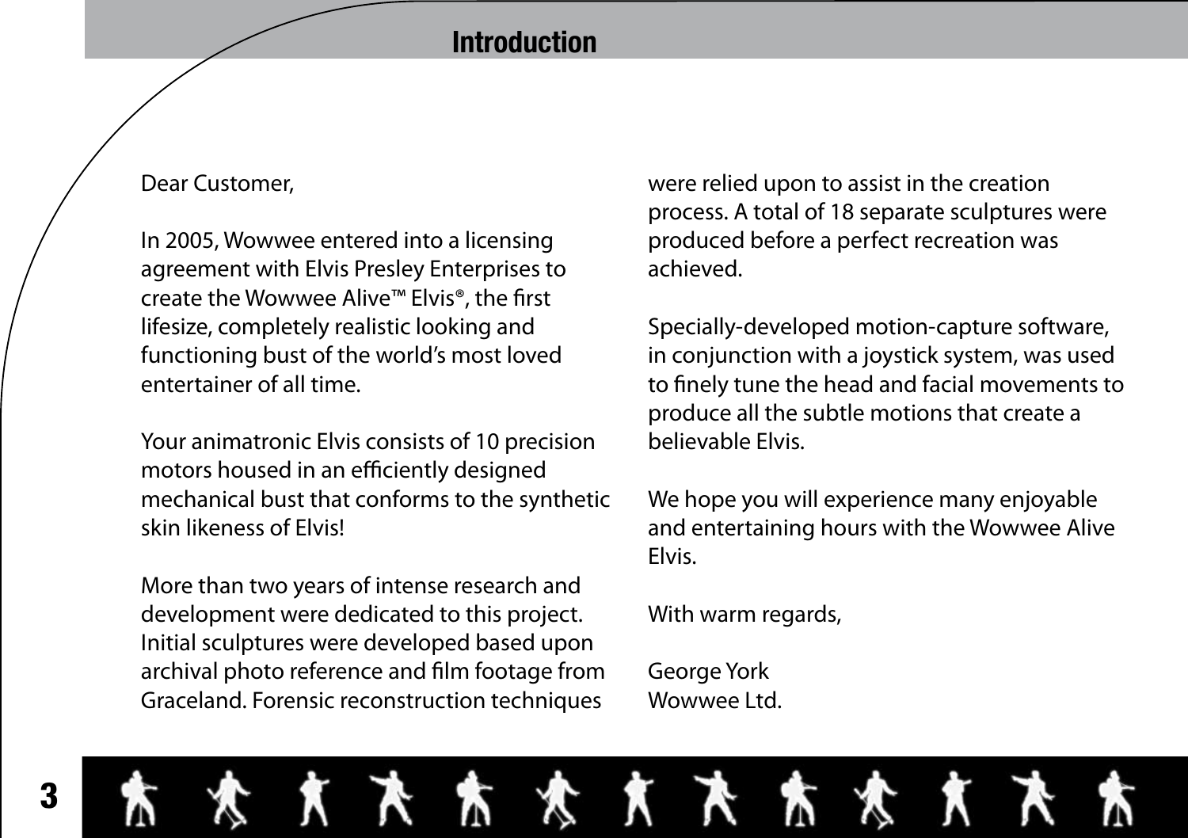# Introduction

Dear Customer,

In 2005, Wowwee entered into a licensing agreement with Elvis Presley Enterprises to create the Wowwee Alive™ Elvis®, the first lifesize, completely realistic looking and functioning bust of the world's most loved entertainer of all time.

Your animatronic Elvis consists of 10 precision motors housed in an efficiently designed mechanical bust that conforms to the synthetic skin likeness of Elvis!

More than two years of intense research and development were dedicated to this project. Initial sculptures were developed based upon archival photo reference and film footage from Graceland. Forensic reconstruction techniques were relied upon to assist in the creation process. A total of 18 separate sculptures were produced before a perfect recreation was achieved.

Specially-developed motion-capture software, in conjunction with a joystick system, was used to finely tune the head and facial movements to produce all the subtle motions that create a believable Elvis.

We hope you will experience many enjoyable and entertaining hours with the Wowwee Alive Elvis.

With warm regards,

George York
Wowwee Ltd.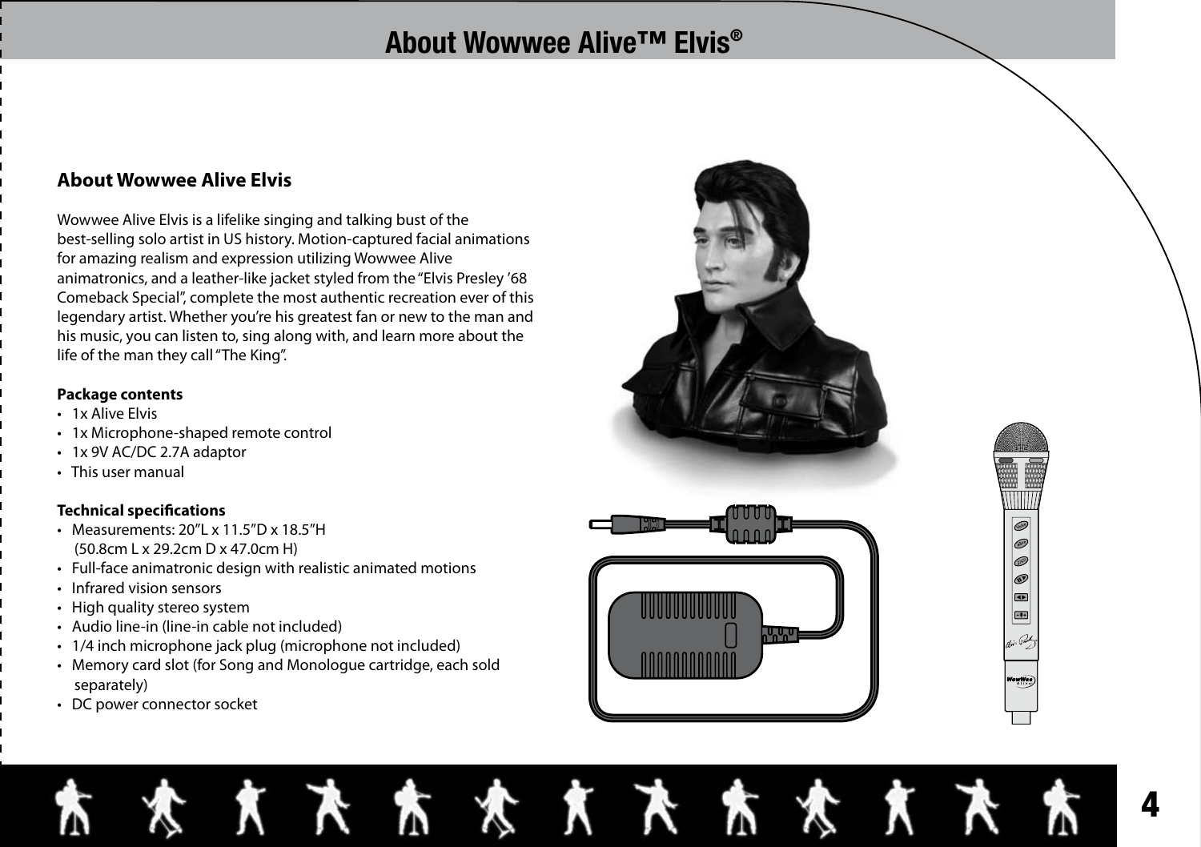# About Wowwee Alive™ Elvis®

## About Wowwee Alive Elvis

Wowwee Alive Elvis is a lifelike singing and talking bust of the best-selling solo artist in US history. Motion-captured facial animations for amazing realism and expression utilizing Wowwee Alive animatronics, and a leather-like jacket styled from the "Elvis Presley '68 Comeback Special", complete the most authentic recreation ever of this legendary artist. Whether you're his greatest fan or new to the man and his music, you can listen to, sing along with, and learn more about the life of the man they call "The King".

**Package contents**

- 1x Alive Elvis
- 1x Microphone-shaped remote control
- 1x 9V AC/DC 2.7A adaptor
- This user manual

**Technical specifications**

- Measurements: 20"L x 11.5"D x 18.5"H (50.8cm L x 29.2cm D x 47.0cm H)
- Full-face animatronic design with realistic animated motions
- Infrared vision sensors
- High quality stereo system
- Audio line-in (line-in cable not included)
- 1/4 inch microphone jack plug (microphone not included)
- Memory card slot (for Song and Monologue cartridge, each sold separately)
- DC power connector socket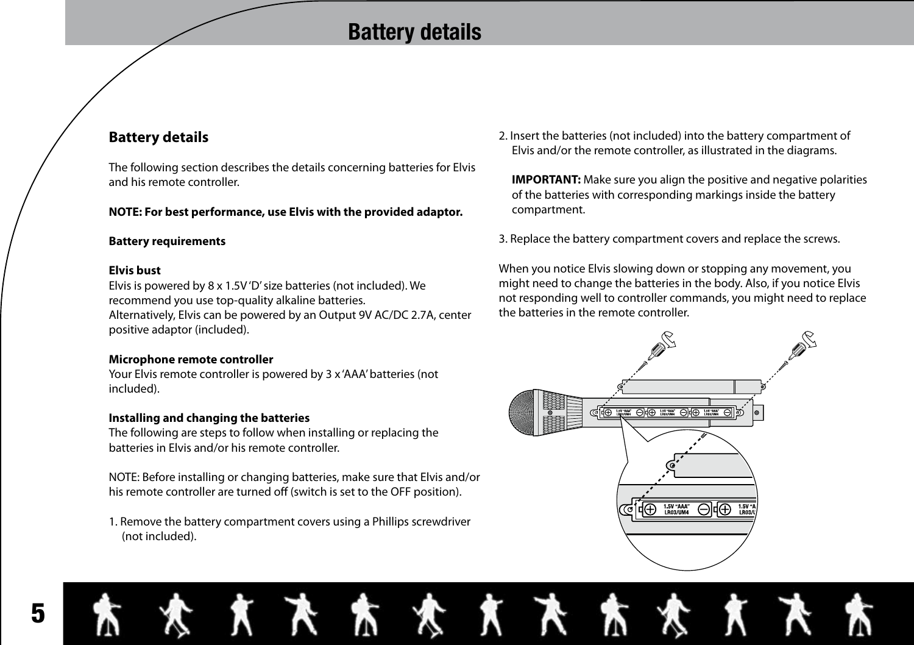# Battery details

## Battery details

The following section describes the details concerning batteries for Elvis and his remote controller.

**NOTE: For best performance, use Elvis with the provided adaptor.**

### Battery requirements

**Elvis bust**

Elvis is powered by 8 x 1.5V 'D' size batteries (not included). We recommend you use top-quality alkaline batteries.
Alternatively, Elvis can be powered by an Output 9V AC/DC 2.7A, center positive adaptor (included).

**Microphone remote controller**

Your Elvis remote controller is powered by 3 x 'AAA' batteries (not included).

### Installing and changing the batteries

The following are steps to follow when installing or replacing the batteries in Elvis and/or his remote controller.

NOTE: Before installing or changing batteries, make sure that Elvis and/or his remote controller are turned off (switch is set to the OFF position).

1. Remove the battery compartment covers using a Phillips screwdriver (not included).
2. Insert the batteries (not included) into the battery compartment of Elvis and/or the remote controller, as illustrated in the diagrams.

   **IMPORTANT:** Make sure you align the positive and negative polarities of the batteries with corresponding markings inside the battery compartment.
3. Replace the battery compartment covers and replace the screws.

When you notice Elvis slowing down or stopping any movement, you might need to change the batteries in the body. Also, if you notice Elvis not responding well to controller commands, you might need to replace the batteries in the remote controller.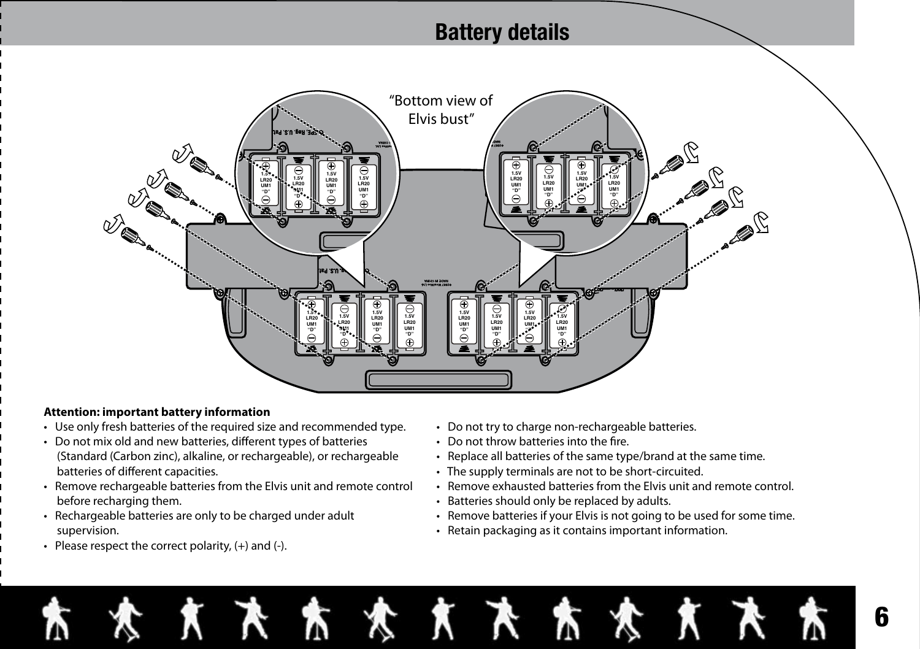# Battery details

"Bottom view of Elvis bust"

**Attention: important battery information**

- Use only fresh batteries of the required size and recommended type.
- Do not mix old and new batteries, different types of batteries (Standard (Carbon zinc), alkaline, or rechargeable), or rechargeable batteries of different capacities.
- Remove rechargeable batteries from the Elvis unit and remote control before recharging them.
- Rechargeable batteries are only to be charged under adult supervision.
- Please respect the correct polarity, (+) and (-).
- Do not try to charge non-rechargeable batteries.
- Do not throw batteries into the fire.
- Replace all batteries of the same type/brand at the same time.
- The supply terminals are not to be short-circuited.
- Remove exhausted batteries from the Elvis unit and remote control.
- Batteries should only be replaced by adults.
- Remove batteries if your Elvis is not going to be used for some time.
- Retain packaging as it contains important information.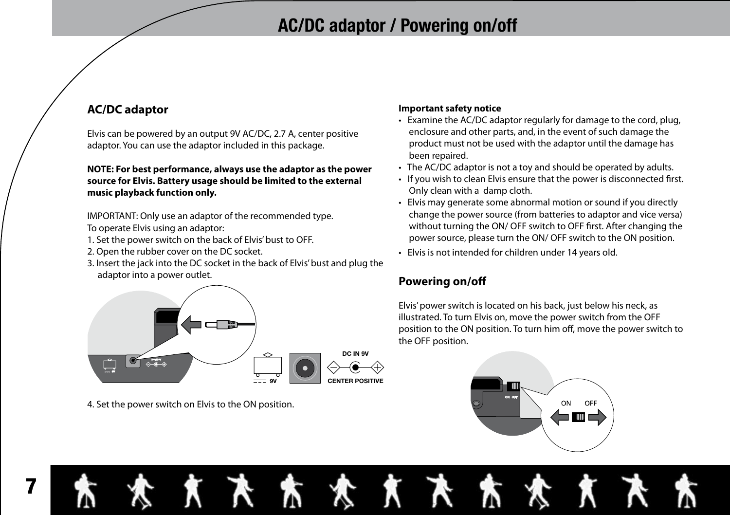# AC/DC adaptor / Powering on/off

## AC/DC adaptor

Elvis can be powered by an output 9V AC/DC, 2.7 A, center positive adaptor. You can use the adaptor included in this package.

**NOTE: For best performance, always use the adaptor as the power source for Elvis. Battery usage should be limited to the external music playback function only.**

IMPORTANT: Only use an adaptor of the recommended type.
To operate Elvis using an adaptor:

1. Set the power switch on the back of Elvis' bust to OFF.
2. Open the rubber cover on the DC socket.
3. Insert the jack into the DC socket in the back of Elvis' bust and plug the adaptor into a power outlet.

9V

DC IN 9V

CENTER POSITIVE

4. Set the power switch on Elvis to the ON position.

**Important safety notice**

- Examine the AC/DC adaptor regularly for damage to the cord, plug, enclosure and other parts, and, in the event of such damage the product must not be used with the adaptor until the damage has been repaired.
- The AC/DC adaptor is not a toy and should be operated by adults.
- If you wish to clean Elvis ensure that the power is disconnected first. Only clean with a damp cloth.
- Elvis may generate some abnormal motion or sound if you directly change the power source (from batteries to adaptor and vice versa) without turning the ON/ OFF switch to OFF first. After changing the power source, please turn the ON/ OFF switch to the ON position.
- Elvis is not intended for children under 14 years old.

## Powering on/off

Elvis' power switch is located on his back, just below his neck, as illustrated. To turn Elvis on, move the power switch from the OFF position to the ON position. To turn him off, move the power switch to the OFF position.

ON OFF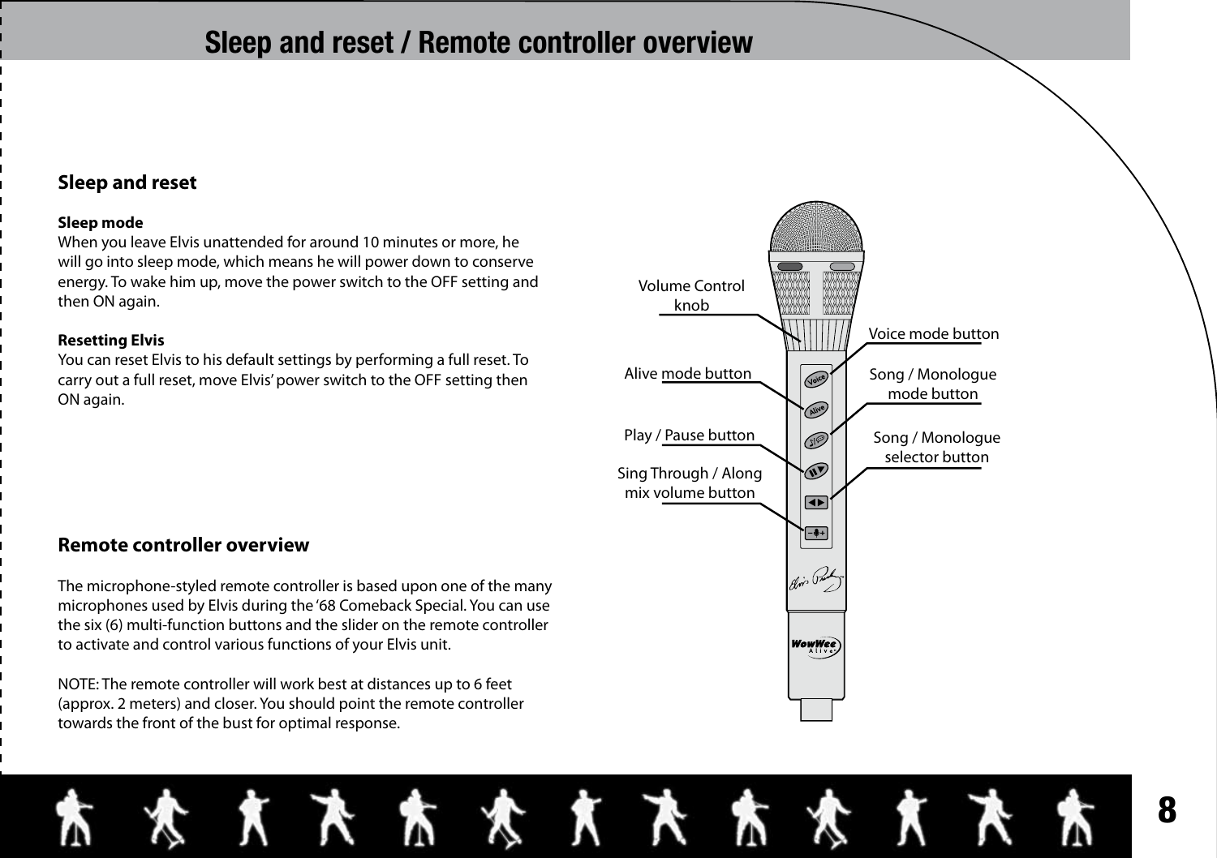# Sleep and reset / Remote controller overview

## Sleep and reset

**Sleep mode**

When you leave Elvis unattended for around 10 minutes or more, he will go into sleep mode, which means he will power down to conserve energy. To wake him up, move the power switch to the OFF setting and then ON again.

**Resetting Elvis**

You can reset Elvis to his default settings by performing a full reset. To carry out a full reset, move Elvis' power switch to the OFF setting then ON again.

## Remote controller overview

The microphone-styled remote controller is based upon one of the many microphones used by Elvis during the '68 Comeback Special. You can use the six (6) multi-function buttons and the slider on the remote controller to activate and control various functions of your Elvis unit.

NOTE: The remote controller will work best at distances up to 6 feet (approx. 2 meters) and closer. You should point the remote controller towards the front of the bust for optimal response.

Volume Control knob

Voice mode button

Alive mode button

Song / Monologue mode button

Play / Pause button

Song / Monologue selector button

Sing Through / Along mix volume button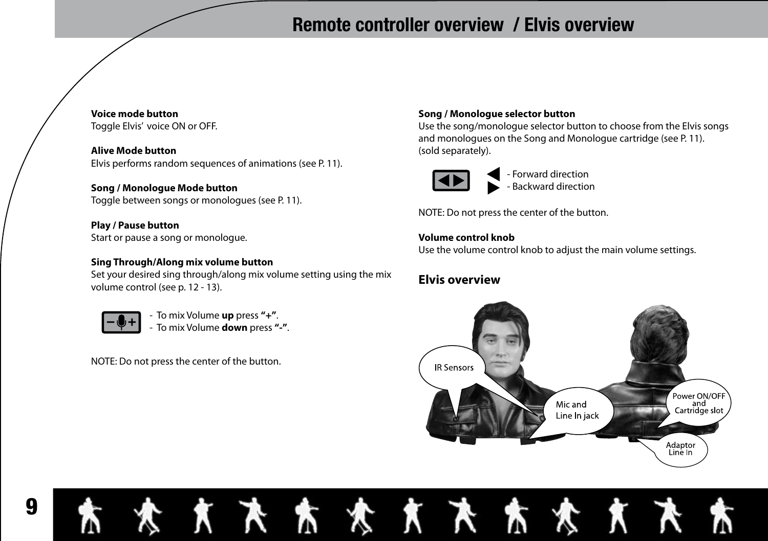# Remote controller overview / Elvis overview

**Voice mode button**
Toggle Elvis' voice ON or OFF.

**Alive Mode button**
Elvis performs random sequences of animations (see P. 11).

**Song / Monologue Mode button**
Toggle between songs or monologues (see P. 11).

**Play / Pause button**
Start or pause a song or monologue.

**Sing Through/Along mix volume button**
Set your desired sing through/along mix volume setting using the mix volume control (see p. 12 - 13).

- To mix Volume **up** press **"+"**.
- To mix Volume **down** press **"-"**.

NOTE: Do not press the center of the button.

**Song / Monologue selector button**
Use the song/monologue selector button to choose from the Elvis songs and monologues on the Song and Monologue cartridge (see P. 11).
(sold separately).

- Forward direction
- Backward direction

NOTE: Do not press the center of the button.

**Volume control knob**
Use the volume control knob to adjust the main volume settings.

## Elvis overview

IR Sensors

Mic and Line In jack

Power ON/OFF and Cartridge slot

Adaptor Line In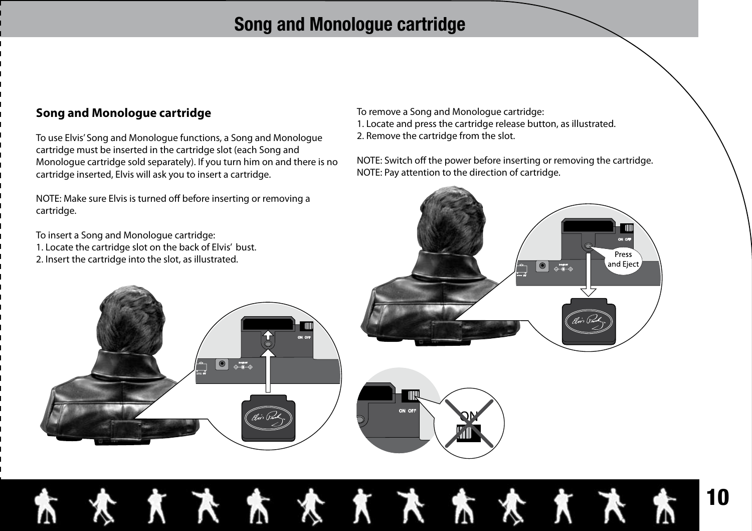# Song and Monologue cartridge

## Song and Monologue cartridge

To use Elvis' Song and Monologue functions, a Song and Monologue cartridge must be inserted in the cartridge slot (each Song and Monologue cartridge sold separately). If you turn him on and there is no cartridge inserted, Elvis will ask you to insert a cartridge.

NOTE: Make sure Elvis is turned off before inserting or removing a cartridge.

To insert a Song and Monologue cartridge:
1. Locate the cartridge slot on the back of Elvis' bust.
2. Insert the cartridge into the slot, as illustrated.

To remove a Song and Monologue cartridge:
1. Locate and press the cartridge release button, as illustrated.
2. Remove the cartridge from the slot.

NOTE: Switch off the power before inserting or removing the cartridge.
NOTE: Pay attention to the direction of cartridge.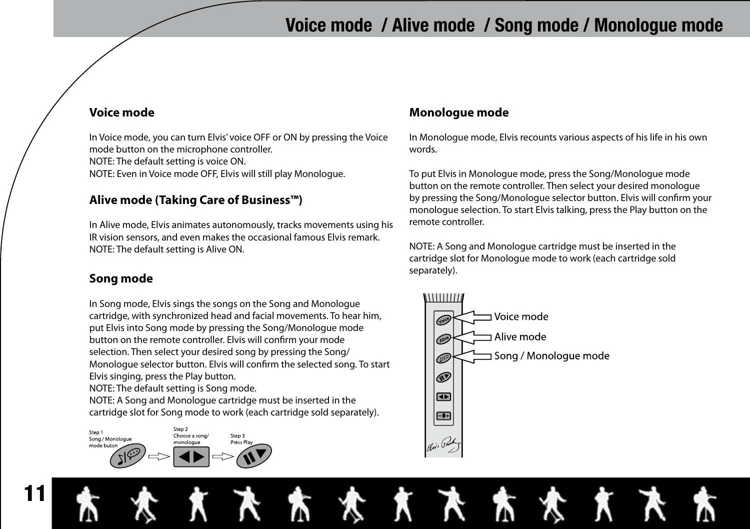# Voice mode / Alive mode / Song mode / Monologue mode

## Voice mode

In Voice mode, you can turn Elvis' voice OFF or ON by pressing the Voice mode button on the microphone controller.
NOTE: The default setting is voice ON.
NOTE: Even in Voice mode OFF, Elvis will still play Monologue.

## Alive mode (Taking Care of Business™)

In Alive mode, Elvis animates autonomously, tracks movements using his IR vision sensors, and even makes the occasional famous Elvis remark.
NOTE: The default setting is Alive ON.

## Song mode

In Song mode, Elvis sings the songs on the Song and Monologue cartridge, with synchronized head and facial movements. To hear him, put Elvis into Song mode by pressing the Song/Monologue mode button on the remote controller. Elvis will confirm your mode selection. Then select your desired song by pressing the Song/Monologue selector button. Elvis will confirm the selected song. To start Elvis singing, press the Play button.
NOTE: The default setting is Song mode.
NOTE: A Song and Monologue cartridge must be inserted in the cartridge slot for Song mode to work (each cartridge sold separately).

Step 1
Song / Monologue mode buton

Step 2
Choose a song/ monologue

Step 3
Press Play

## Monologue mode

In Monologue mode, Elvis recounts various aspects of his life in his own words.

To put Elvis in Monologue mode, press the Song/Monologue mode button on the remote controller. Then select your desired monologue by pressing the Song/Monologue selector button. Elvis will confirm your monologue selection. To start Elvis talking, press the Play button on the remote controller.

NOTE: A Song and Monologue cartridge must be inserted in the cartridge slot for Monologue mode to work (each cartridge sold separately).

Voice mode

Alive mode

Song / Monologue mode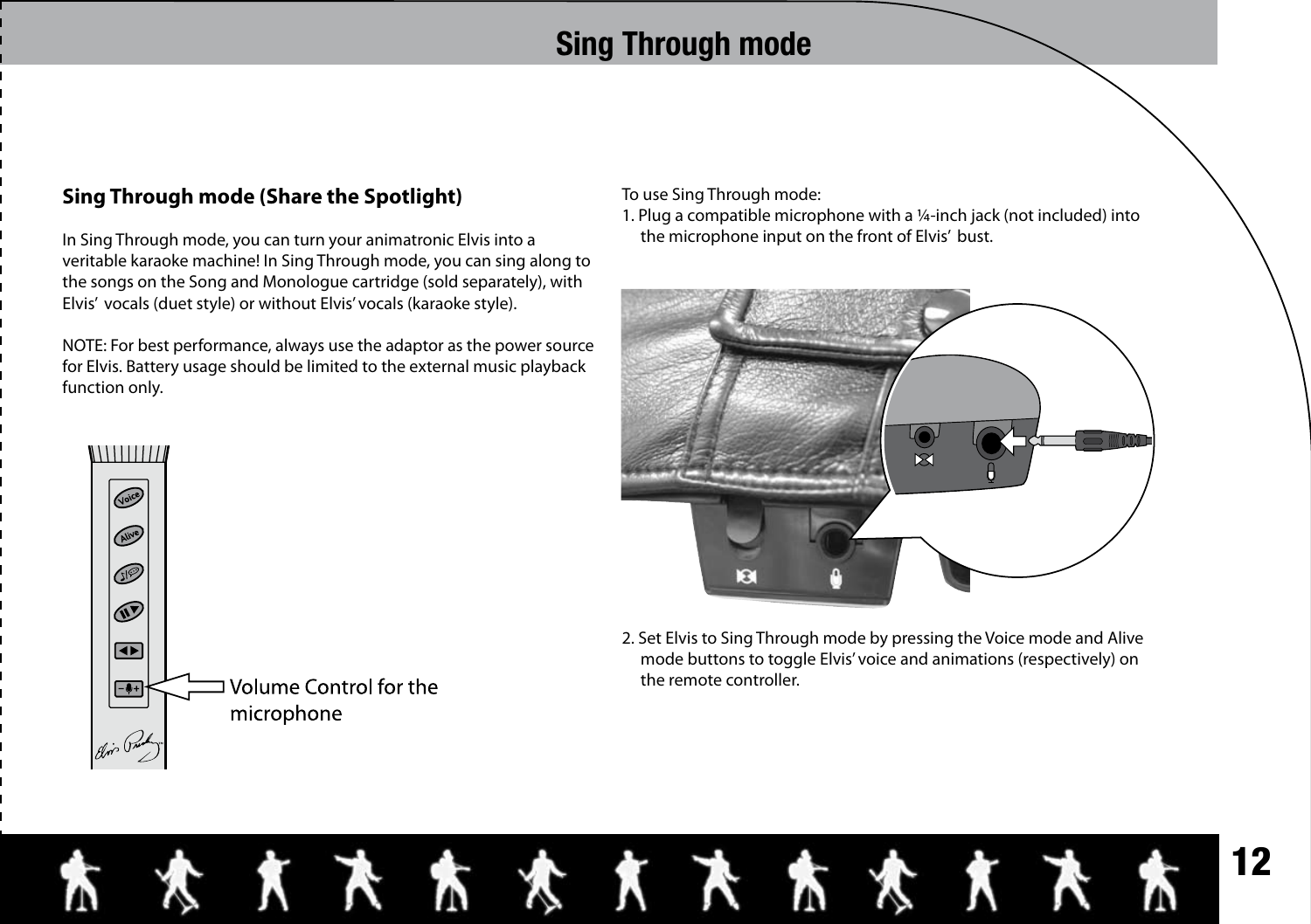# Sing Through mode

## Sing Through mode (Share the Spotlight)

In Sing Through mode, you can turn your animatronic Elvis into a veritable karaoke machine! In Sing Through mode, you can sing along to the songs on the Song and Monologue cartridge (sold separately), with Elvis' vocals (duet style) or without Elvis' vocals (karaoke style).

NOTE: For best performance, always use the adaptor as the power source for Elvis. Battery usage should be limited to the external music playback function only.

Volume Control for the microphone

To use Sing Through mode:

1. Plug a compatible microphone with a ¼-inch jack (not included) into the microphone input on the front of Elvis' bust.
2. Set Elvis to Sing Through mode by pressing the Voice mode and Alive mode buttons to toggle Elvis' voice and animations (respectively) on the remote controller.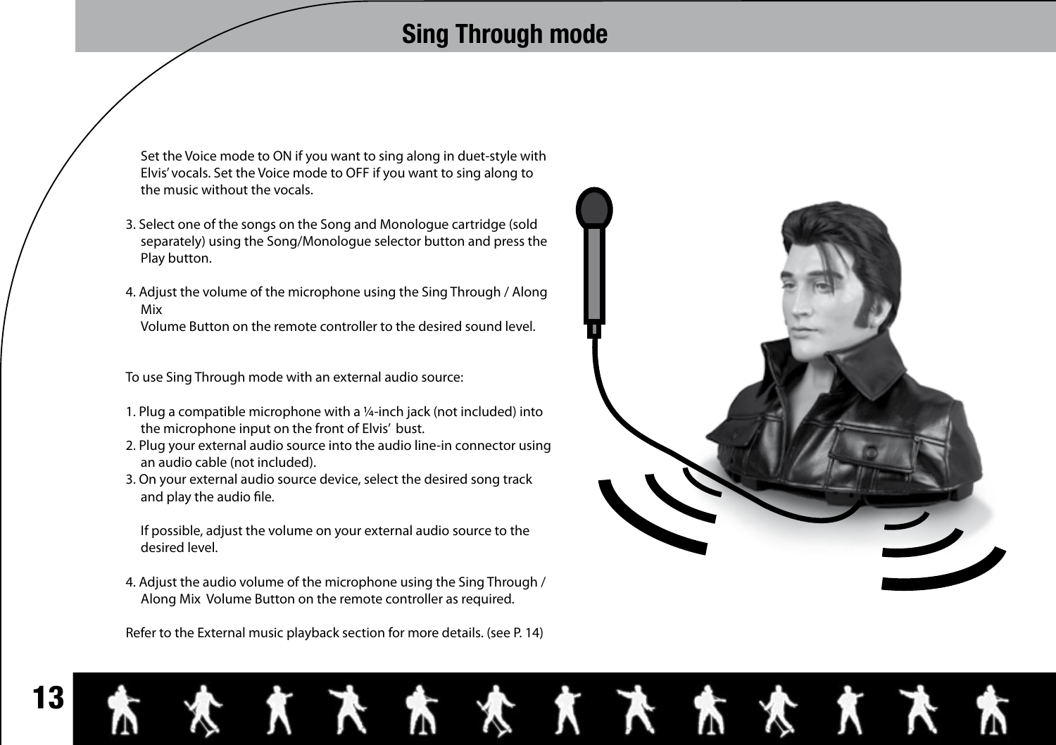# Sing Through mode

Set the Voice mode to ON if you want to sing along in duet-style with Elvis' vocals. Set the Voice mode to OFF if you want to sing along to the music without the vocals.

3. Select one of the songs on the Song and Monologue cartridge (sold separately) using the Song/Monologue selector button and press the Play button.

4. Adjust the volume of the microphone using the Sing Through / Along Mix
Volume Button on the remote controller to the desired sound level.

To use Sing Through mode with an external audio source:

1. Plug a compatible microphone with a ¼-inch jack (not included) into the microphone input on the front of Elvis' bust.
2. Plug your external audio source into the audio line-in connector using an audio cable (not included).
3. On your external audio source device, select the desired song track and play the audio file.

   If possible, adjust the volume on your external audio source to the desired level.

4. Adjust the audio volume of the microphone using the Sing Through / Along Mix Volume Button on the remote controller as required.

Refer to the External music playback section for more details. (see P. 14)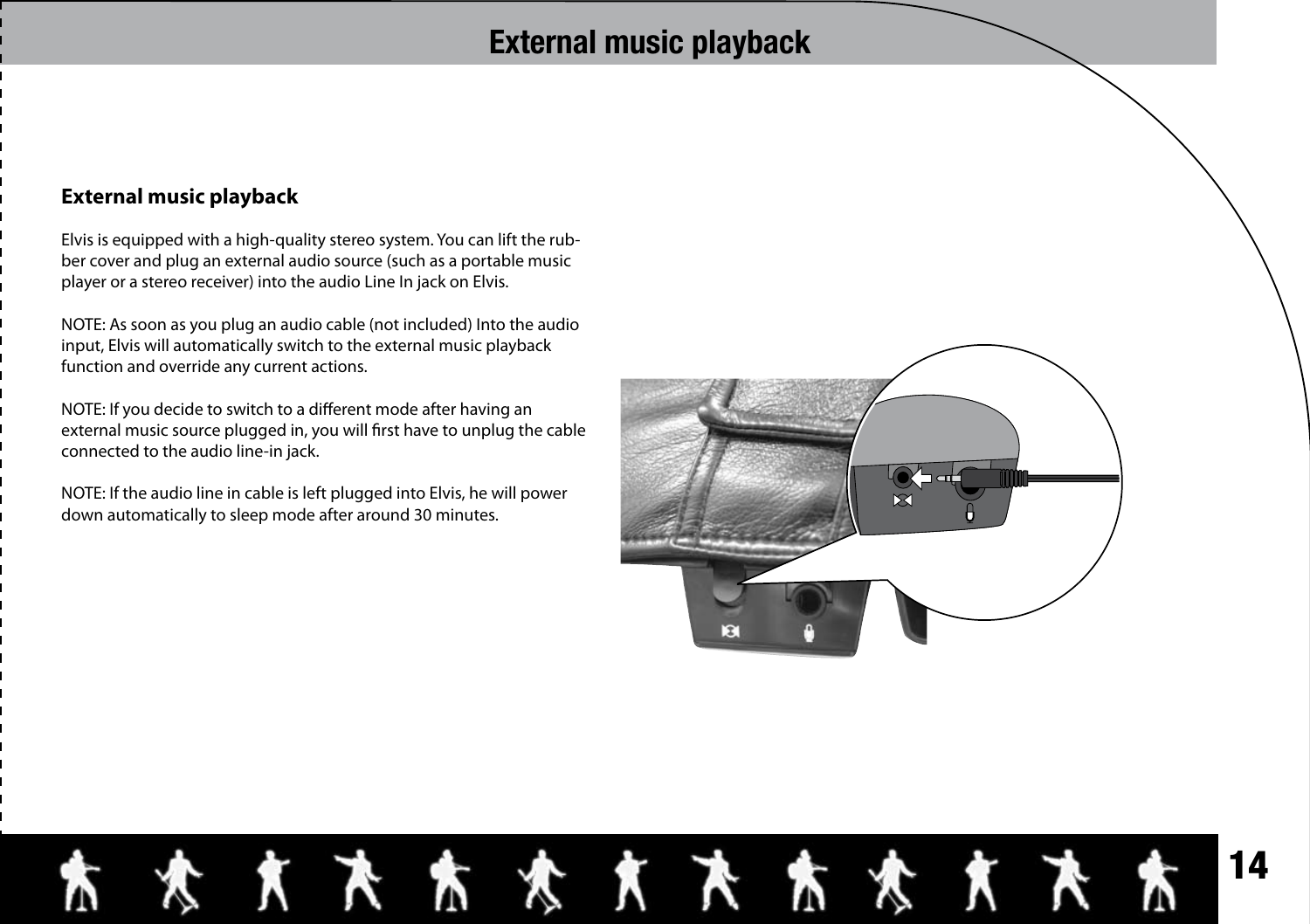# External music playback

## External music playback

Elvis is equipped with a high-quality stereo system. You can lift the rubber cover and plug an external audio source (such as a portable music player or a stereo receiver) into the audio Line In jack on Elvis.

NOTE: As soon as you plug an audio cable (not included) Into the audio input, Elvis will automatically switch to the external music playback function and override any current actions.

NOTE: If you decide to switch to a different mode after having an external music source plugged in, you will first have to unplug the cable connected to the audio line-in jack.

NOTE: If the audio line in cable is left plugged into Elvis, he will power down automatically to sleep mode after around 30 minutes.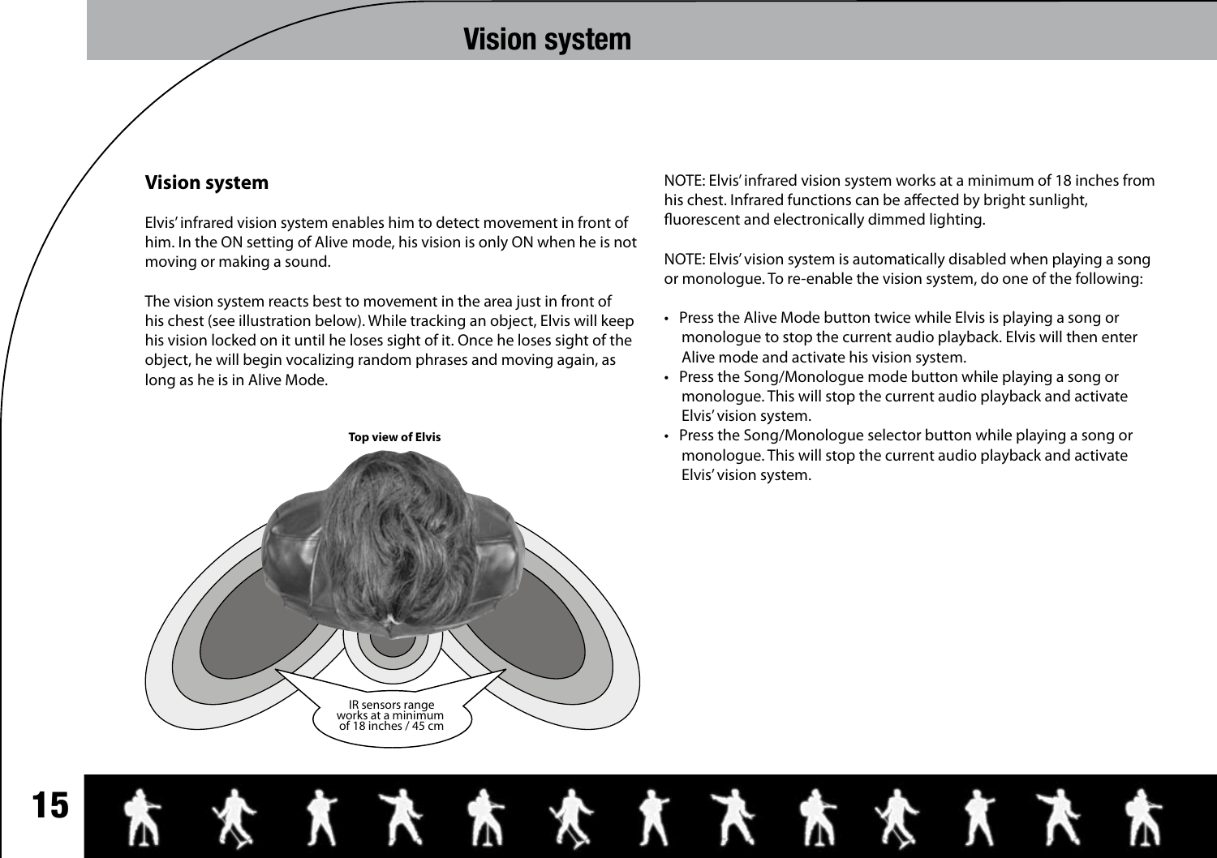# Vision system

## Vision system

Elvis' infrared vision system enables him to detect movement in front of him. In the ON setting of Alive mode, his vision is only ON when he is not moving or making a sound.

The vision system reacts best to movement in the area just in front of his chest (see illustration below). While tracking an object, Elvis will keep his vision locked on it until he loses sight of it. Once he loses sight of the object, he will begin vocalizing random phrases and moving again, as long as he is in Alive Mode.

**Top view of Elvis**

IR sensors range works at a minimum of 18 inches / 45 cm

NOTE: Elvis' infrared vision system works at a minimum of 18 inches from his chest. Infrared functions can be affected by bright sunlight, fluorescent and electronically dimmed lighting.

NOTE: Elvis' vision system is automatically disabled when playing a song or monologue. To re-enable the vision system, do one of the following:

- Press the Alive Mode button twice while Elvis is playing a song or monologue to stop the current audio playback. Elvis will then enter Alive mode and activate his vision system.
- Press the Song/Monologue mode button while playing a song or monologue. This will stop the current audio playback and activate Elvis' vision system.
- Press the Song/Monologue selector button while playing a song or monologue. This will stop the current audio playback and activate Elvis' vision system.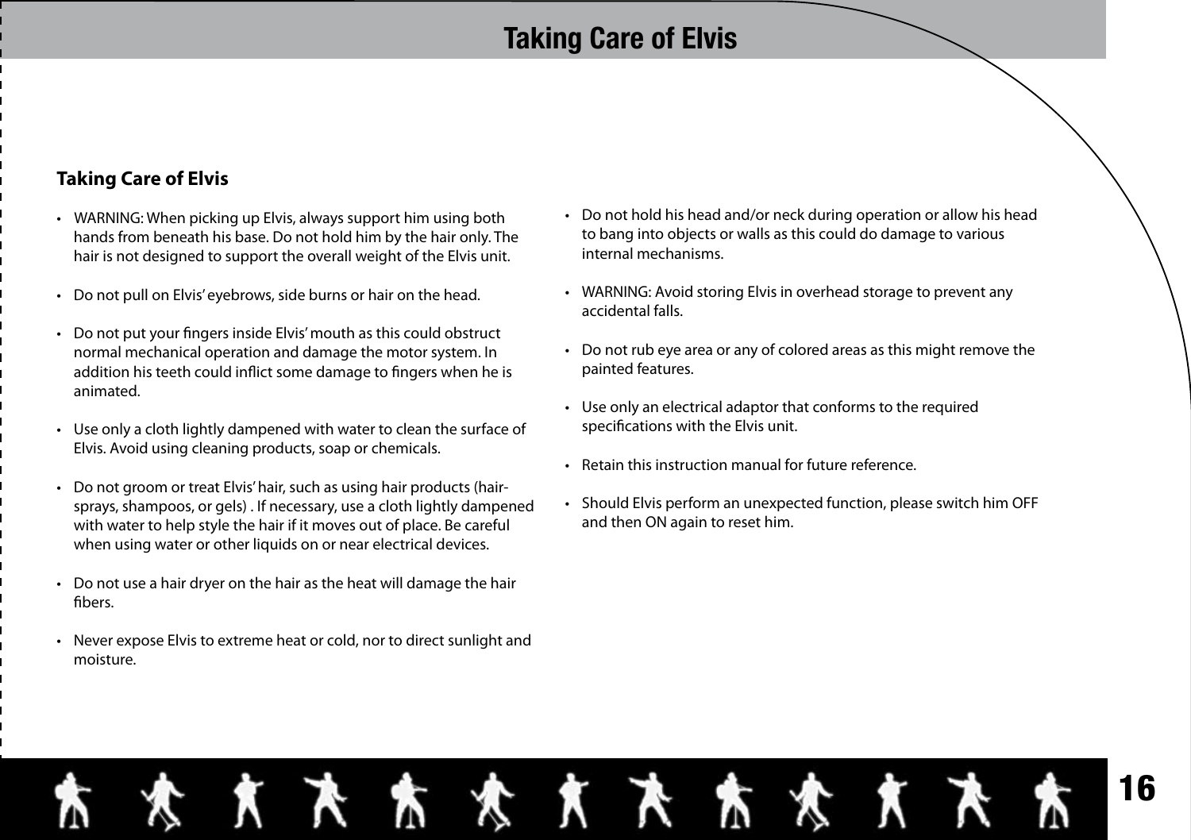# Taking Care of Elvis

## Taking Care of Elvis

- WARNING: When picking up Elvis, always support him using both hands from beneath his base. Do not hold him by the hair only. The hair is not designed to support the overall weight of the Elvis unit.

- Do not pull on Elvis' eyebrows, side burns or hair on the head.

- Do not put your fingers inside Elvis' mouth as this could obstruct normal mechanical operation and damage the motor system. In addition his teeth could inflict some damage to fingers when he is animated.

- Use only a cloth lightly dampened with water to clean the surface of Elvis. Avoid using cleaning products, soap or chemicals.

- Do not groom or treat Elvis' hair, such as using hair products (hair-sprays, shampoos, or gels) . If necessary, use a cloth lightly dampened with water to help style the hair if it moves out of place. Be careful when using water or other liquids on or near electrical devices.

- Do not use a hair dryer on the hair as the heat will damage the hair fibers.

- Never expose Elvis to extreme heat or cold, nor to direct sunlight and moisture.

- Do not hold his head and/or neck during operation or allow his head to bang into objects or walls as this could do damage to various internal mechanisms.

- WARNING: Avoid storing Elvis in overhead storage to prevent any accidental falls.

- Do not rub eye area or any of colored areas as this might remove the painted features.

- Use only an electrical adaptor that conforms to the required specifications with the Elvis unit.

- Retain this instruction manual for future reference.

- Should Elvis perform an unexpected function, please switch him OFF and then ON again to reset him.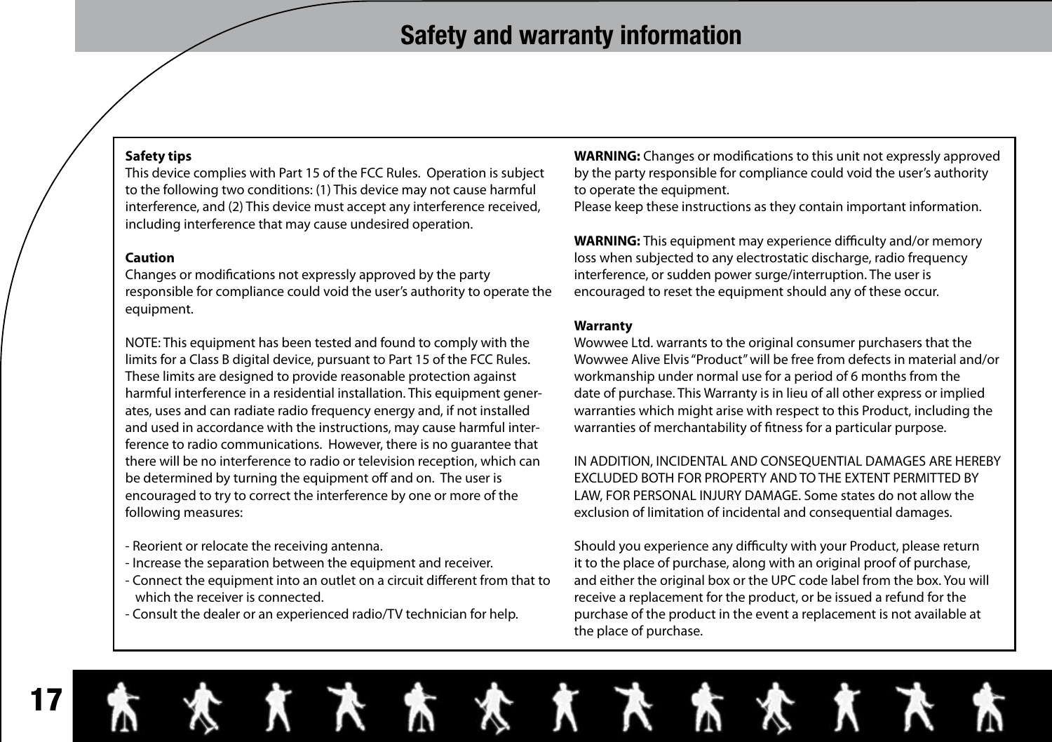# Safety and warranty information

**Safety tips**
This device complies with Part 15 of the FCC Rules. Operation is subject to the following two conditions: (1) This device may not cause harmful interference, and (2) This device must accept any interference received, including interference that may cause undesired operation.

**Caution**
Changes or modifications not expressly approved by the party responsible for compliance could void the user's authority to operate the equipment.

NOTE: This equipment has been tested and found to comply with the limits for a Class B digital device, pursuant to Part 15 of the FCC Rules. These limits are designed to provide reasonable protection against harmful interference in a residential installation. This equipment generates, uses and can radiate radio frequency energy and, if not installed and used in accordance with the instructions, may cause harmful interference to radio communications. However, there is no guarantee that there will be no interference to radio or television reception, which can be determined by turning the equipment off and on. The user is encouraged to try to correct the interference by one or more of the following measures:

- Reorient or relocate the receiving antenna.
- Increase the separation between the equipment and receiver.
- Connect the equipment into an outlet on a circuit different from that to which the receiver is connected.
- Consult the dealer or an experienced radio/TV technician for help.

**WARNING:** Changes or modifications to this unit not expressly approved by the party responsible for compliance could void the user's authority to operate the equipment.
Please keep these instructions as they contain important information.

**WARNING:** This equipment may experience difficulty and/or memory loss when subjected to any electrostatic discharge, radio frequency interference, or sudden power surge/interruption. The user is encouraged to reset the equipment should any of these occur.

**Warranty**
Wowwee Ltd. warrants to the original consumer purchasers that the Wowwee Alive Elvis "Product" will be free from defects in material and/or workmanship under normal use for a period of 6 months from the date of purchase. This Warranty is in lieu of all other express or implied warranties which might arise with respect to this Product, including the warranties of merchantability of fitness for a particular purpose.

IN ADDITION, INCIDENTAL AND CONSEQUENTIAL DAMAGES ARE HEREBY EXCLUDED BOTH FOR PROPERTY AND TO THE EXTENT PERMITTED BY LAW, FOR PERSONAL INJURY DAMAGE. Some states do not allow the exclusion of limitation of incidental and consequential damages.

Should you experience any difficulty with your Product, please return it to the place of purchase, along with an original proof of purchase, and either the original box or the UPC code label from the box. You will receive a replacement for the product, or be issued a refund for the purchase of the product in the event a replacement is not available at the place of purchase.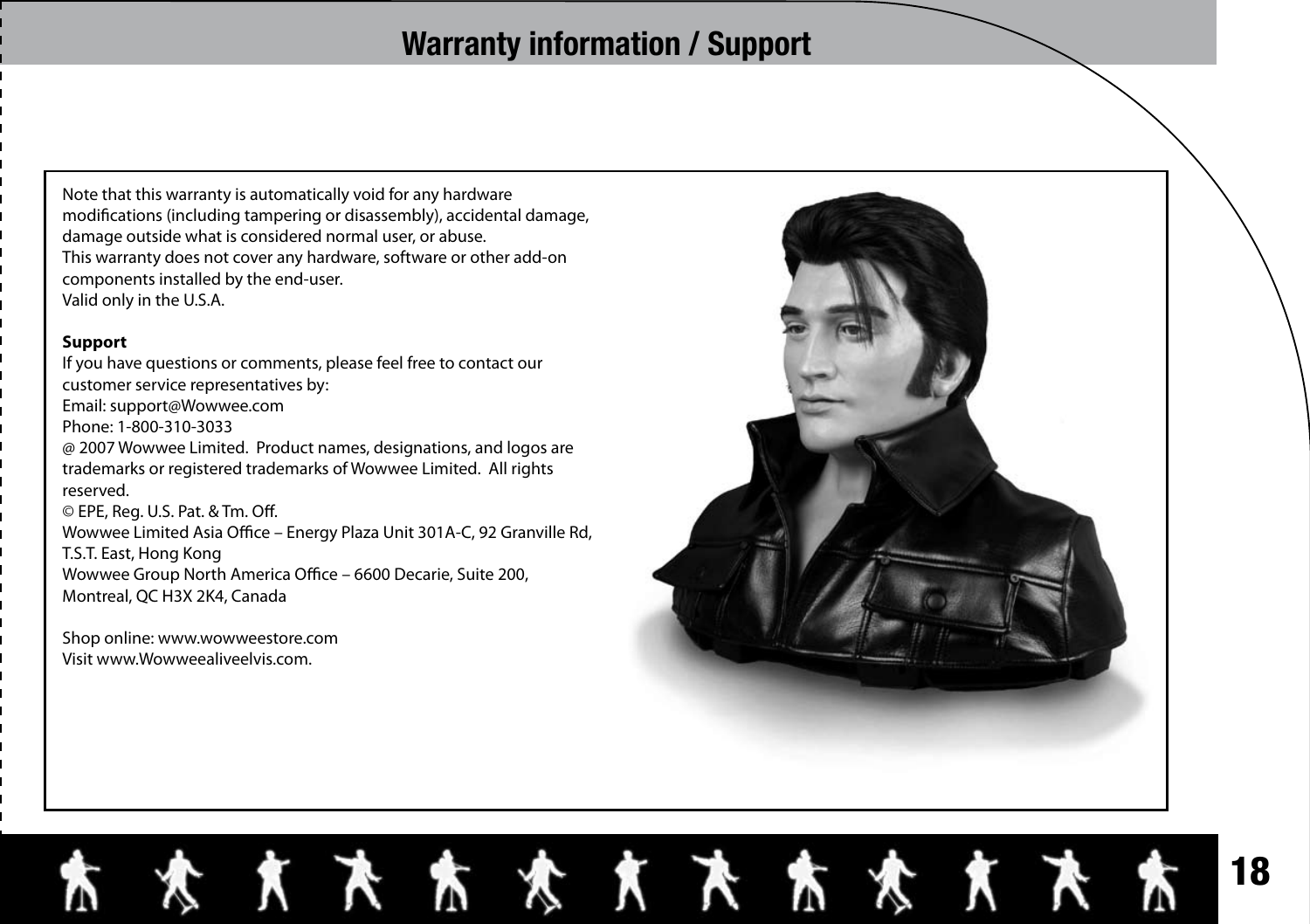# Warranty information / Support

Note that this warranty is automatically void for any hardware modifications (including tampering or disassembly), accidental damage, damage outside what is considered normal user, or abuse.
This warranty does not cover any hardware, software or other add-on components installed by the end-user.
Valid only in the U.S.A.

**Support**
If you have questions or comments, please feel free to contact our customer service representatives by:
Email: support@Wowwee.com
Phone: 1-800-310-3033
@ 2007 Wowwee Limited. Product names, designations, and logos are trademarks or registered trademarks of Wowwee Limited. All rights reserved.
© EPE, Reg. U.S. Pat. & Tm. Off.
Wowwee Limited Asia Office – Energy Plaza Unit 301A-C, 92 Granville Rd, T.S.T. East, Hong Kong
Wowwee Group North America Office – 6600 Decarie, Suite 200, Montreal, QC H3X 2K4, Canada

Shop online: www.wowweestore.com
Visit www.Wowweealiveelvis.com.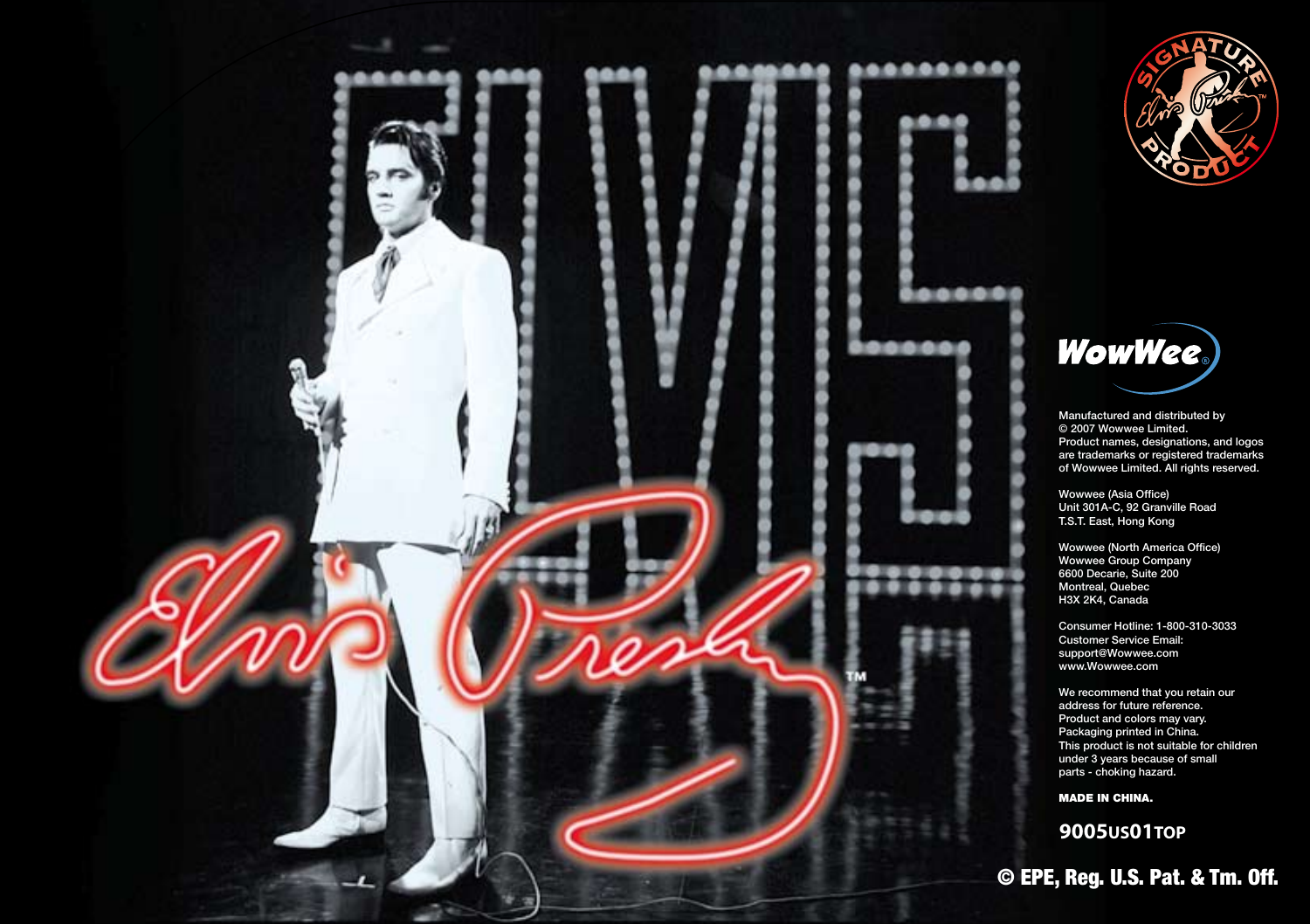WowWee

Manufactured and distributed by
© 2007 Wowwee Limited.
Product names, designations, and logos are trademarks or registered trademarks of Wowwee Limited. All rights reserved.

Wowwee (Asia Office)
Unit 301A-C, 92 Granville Road
T.S.T. East, Hong Kong

Wowwee (North America Office)
Wowwee Group Company
6600 Decarie, Suite 200
Montreal, Quebec
H3X 2K4, Canada

Consumer Hotline: 1-800-310-3033
Customer Service Email:
support@Wowwee.com
www.Wowwee.com

We recommend that you retain our address for future reference.
Product and colors may vary.
Packaging printed in China.
This product is not suitable for children under 3 years because of small parts - choking hazard.

**MADE IN CHINA.**

**9005US01TOP**

**© EPE, Reg. U.S. Pat. & Tm. Off.**